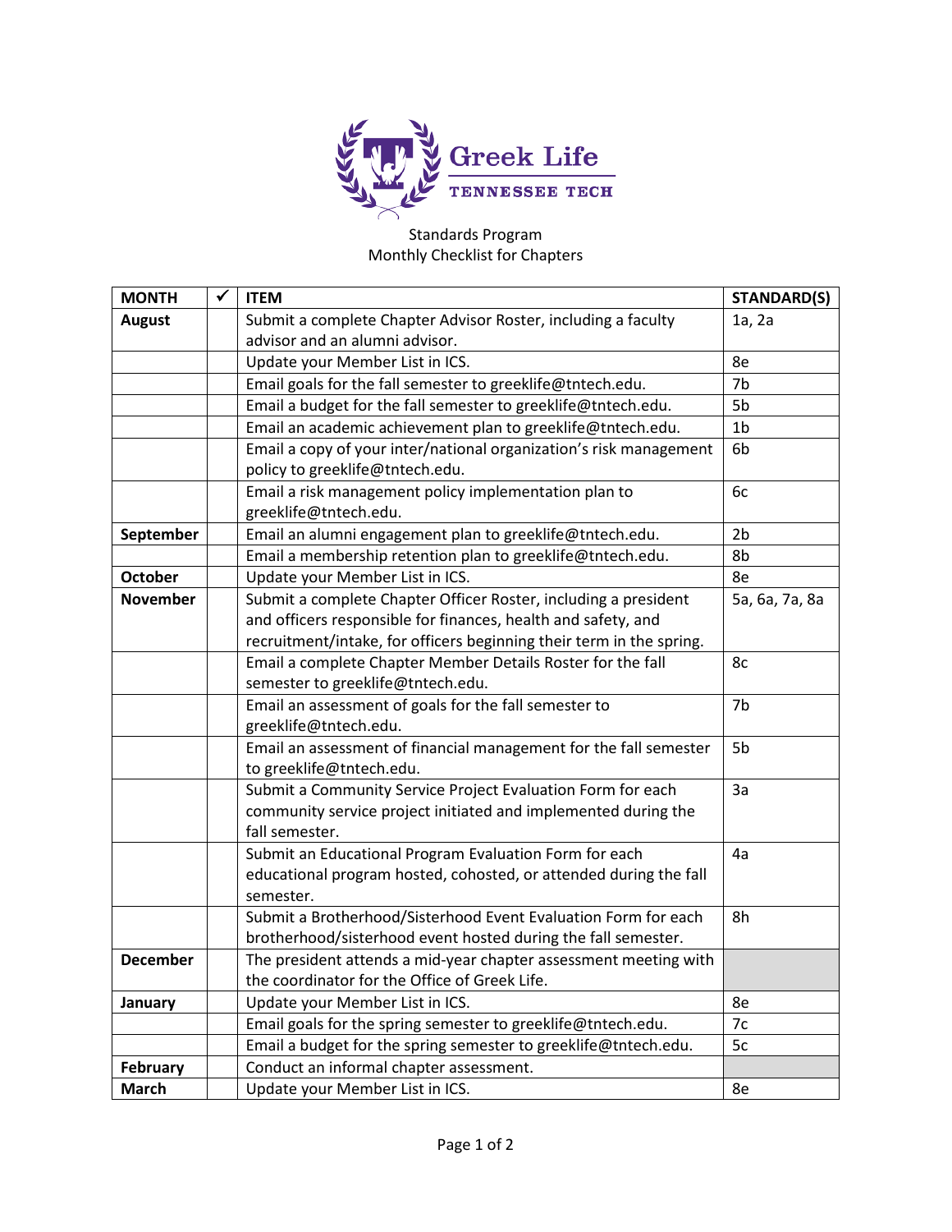Greek Life
TENNESSEE TECH

Standards Program
Monthly Checklist for Chapters

| MONTH | ✓ | ITEM | STANDARD(S) |
|---|---|---|---|
| **August** | | Submit a complete Chapter Advisor Roster, including a faculty advisor and an alumni advisor. | 1a, 2a |
| | | Update your Member List in ICS. | 8e |
| | | Email goals for the fall semester to greeklife@tntech.edu. | 7b |
| | | Email a budget for the fall semester to greeklife@tntech.edu. | 5b |
| | | Email an academic achievement plan to greeklife@tntech.edu. | 1b |
| | | Email a copy of your inter/national organization's risk management policy to greeklife@tntech.edu. | 6b |
| | | Email a risk management policy implementation plan to greeklife@tntech.edu. | 6c |
| **September** | | Email an alumni engagement plan to greeklife@tntech.edu. | 2b |
| | | Email a membership retention plan to greeklife@tntech.edu. | 8b |
| **October** | | Update your Member List in ICS. | 8e |
| **November** | | Submit a complete Chapter Officer Roster, including a president and officers responsible for finances, health and safety, and recruitment/intake, for officers beginning their term in the spring. | 5a, 6a, 7a, 8a |
| | | Email a complete Chapter Member Details Roster for the fall semester to greeklife@tntech.edu. | 8c |
| | | Email an assessment of goals for the fall semester to greeklife@tntech.edu. | 7b |
| | | Email an assessment of financial management for the fall semester to greeklife@tntech.edu. | 5b |
| | | Submit a Community Service Project Evaluation Form for each community service project initiated and implemented during the fall semester. | 3a |
| | | Submit an Educational Program Evaluation Form for each educational program hosted, cohosted, or attended during the fall semester. | 4a |
| | | Submit a Brotherhood/Sisterhood Event Evaluation Form for each brotherhood/sisterhood event hosted during the fall semester. | 8h |
| **December** | | The president attends a mid-year chapter assessment meeting with the coordinator for the Office of Greek Life. | |
| **January** | | Update your Member List in ICS. | 8e |
| | | Email goals for the spring semester to greeklife@tntech.edu. | 7c |
| | | Email a budget for the spring semester to greeklife@tntech.edu. | 5c |
| **February** | | Conduct an informal chapter assessment. | |
| **March** | | Update your Member List in ICS. | 8e |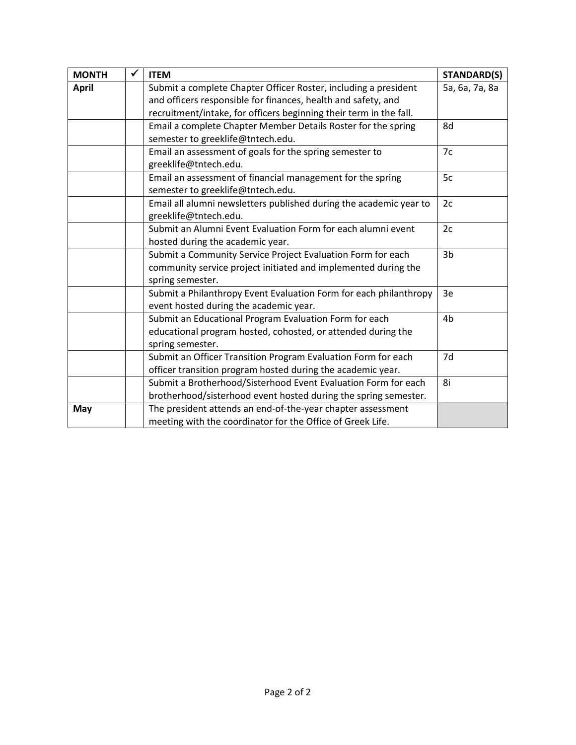| MONTH | ✓ | ITEM | STANDARD(S) |
|---|---|---|---|
| **April** | | Submit a complete Chapter Officer Roster, including a president and officers responsible for finances, health and safety, and recruitment/intake, for officers beginning their term in the fall. | 5a, 6a, 7a, 8a |
| | | Email a complete Chapter Member Details Roster for the spring semester to greeklife@tntech.edu. | 8d |
| | | Email an assessment of goals for the spring semester to greeklife@tntech.edu. | 7c |
| | | Email an assessment of financial management for the spring semester to greeklife@tntech.edu. | 5c |
| | | Email all alumni newsletters published during the academic year to greeklife@tntech.edu. | 2c |
| | | Submit an Alumni Event Evaluation Form for each alumni event hosted during the academic year. | 2c |
| | | Submit a Community Service Project Evaluation Form for each community service project initiated and implemented during the spring semester. | 3b |
| | | Submit a Philanthropy Event Evaluation Form for each philanthropy event hosted during the academic year. | 3e |
| | | Submit an Educational Program Evaluation Form for each educational program hosted, cohosted, or attended during the spring semester. | 4b |
| | | Submit an Officer Transition Program Evaluation Form for each officer transition program hosted during the academic year. | 7d |
| | | Submit a Brotherhood/Sisterhood Event Evaluation Form for each brotherhood/sisterhood event hosted during the spring semester. | 8i |
| **May** | | The president attends an end-of-the-year chapter assessment meeting with the coordinator for the Office of Greek Life. | |